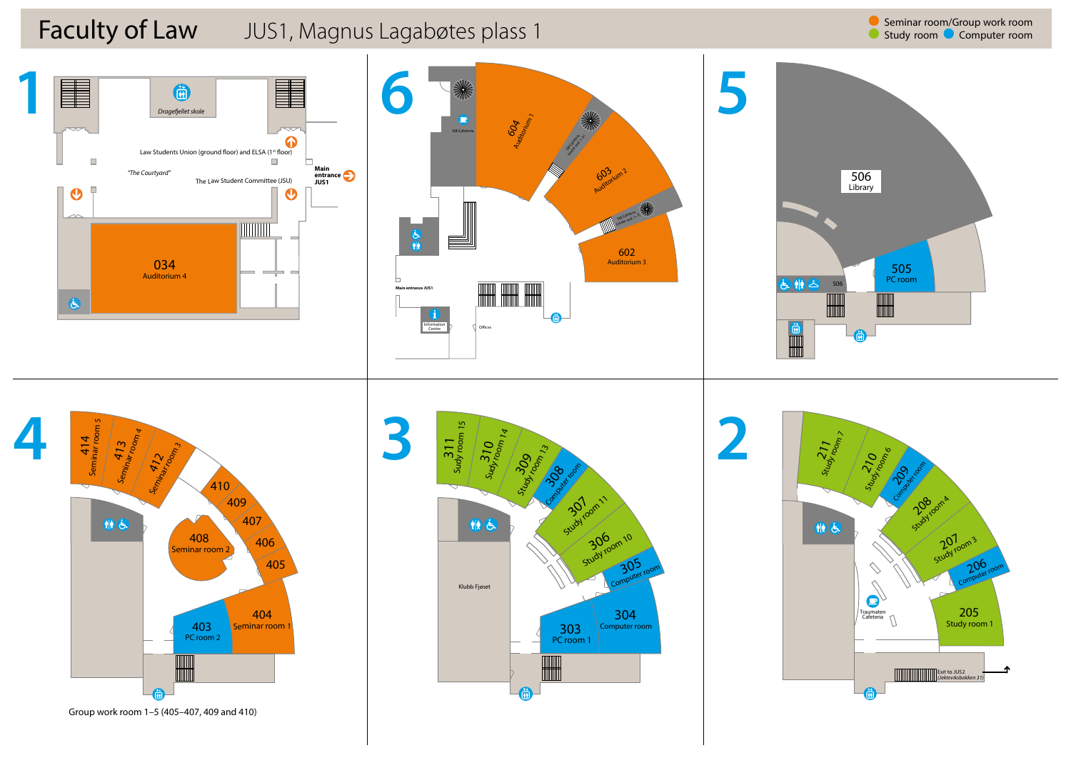# Faculty of Law

JUS1, Magnus Lagabøtes plass 1

Seminar room/Group work room
Study room
Computer room

## 1

Dragefjellet skole

Law Students Union (ground floor) and ELSA (1st floor)

"The Courtyard"

The Law Student Committee (JSU)

Main entrance JUS1

034
Auditorium 4

## 6

SiB Cafeteria

604
Auditorium 1

603
Auditorium 2

602
Auditorium 3

Main entrance JUS1

Information Centre

Offices

## 5

506
Library

505
PC room

506

## 4

414
Seminar room 5

413
Seminar room 4

412
Seminar room 3

410

409

408
Seminar room 2

407

406

405

404
Seminar room 1

403
PC room 2

Group work room 1–5 (405–407, 409 and 410)

## 3

311
Sudy room 15

310
Sudy room 14

309
Study room 13

308
Computer room

307
Study room 11

306
Study room 10

305
Computer room

304
Computer room

303
PC room 1

Klubb Fjøset

## 2

211
Study room 7

210
Study room 6

209
Computer room

208
Study room 4

207
Study room 3

206
Computer room

205
Study room 1

Traumaten Cafeteria

Exit to JUS2 (Jekteviksbakken 31)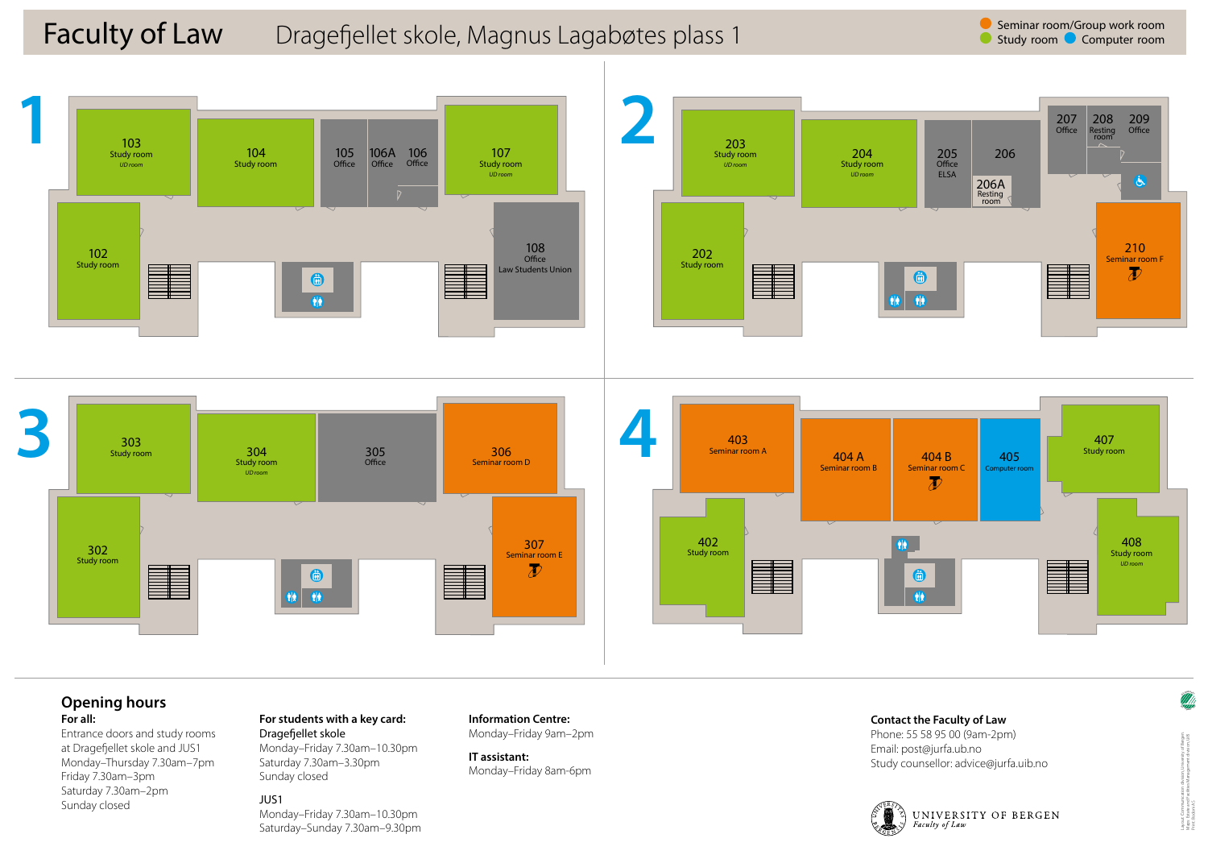# Faculty of Law

Dragefjellet skole, Magnus Lagabøtes plass 1

Seminar room/Group work room
Study room
Computer room

## 1

103 Study room UD room
104 Study room
105 Office
106A Office
106 Office
107 Study room UD room
102 Study room
108 Office Law Students Union

## 2

203 Study room UD room
204 Study room UD room
205 Office ELSA
206
206A Resting room
207 Office
208 Resting room
209 Office
202 Study room
210 Seminar room F

## 3

303 Study room
304 Study room UD room
305 Office
306 Seminar room D
302 Study room
307 Seminar room E

## 4

403 Seminar room A
404 A Seminar room B
404 B Seminar room C
405 Computer room
407 Study room
402 Study room
408 Study room UD room

## Opening hours

**For all:**
Entrance doors and study rooms at Dragefjellet skole and JUS1
Monday–Thursday 7.30am–7pm
Friday 7.30am–3pm
Saturday 7.30am–2pm
Sunday closed

**For students with a key card:**
**Dragefjellet skole**
Monday–Friday 7.30am–10.30pm
Saturday 7.30am–3.30pm
Sunday closed

JUS1
Monday–Friday 7.30am–10.30pm
Saturday–Sunday 7.30am–9.30pm

**Information Centre:**
Monday–Friday 9am–2pm

**IT assistant:**
Monday–Friday 8am–6pm

**Contact the Faculty of Law**
Phone: 55 58 95 00 (9am-2pm)
Email: post@jurfa.uib.no
Study counsellor: advice@jurfa.uib.no

UNIVERSITY OF BERGEN
*Faculty of Law*